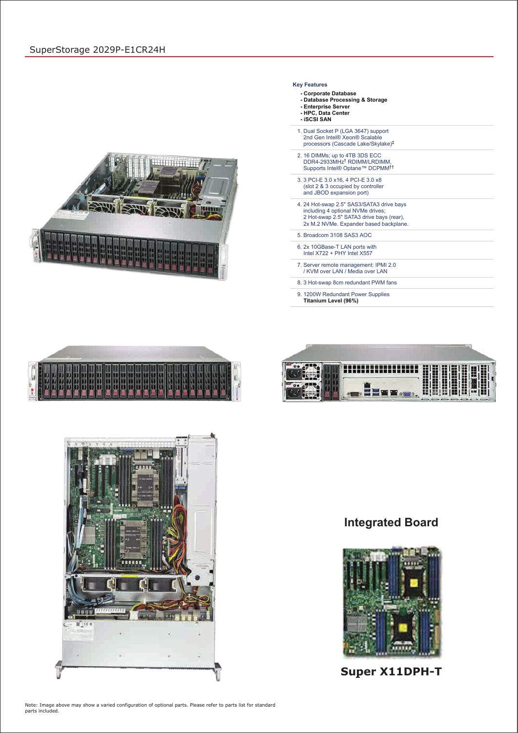# SuperStorage 2029P-E1CR24H

**Key Features**

- **Corporate Database**
- **Database Processing & Storage**
- **Enterprise Server**
- **HPC, Data Center**
- **iSCSI SAN**

1. Dual Socket P (LGA 3647) support 2nd Gen Intel® Xeon® Scalable processors (Cascade Lake/Skylake)‡
2. 16 DIMMs; up to 4TB 3DS ECC DDR4-2933MHz† RDIMM/LRDIMM, Supports Intel® Optane™ DCPMM††
3. 3 PCI-E 3.0 x16, 4 PCI-E 3.0 x8 (slot 2 & 3 occupied by controller and JBOD expansion port)
4. 24 Hot-swap 2.5" SAS3/SATA3 drive bays including 4 optional NVMe drives; 2 Hot-swap 2.5" SATA3 drive bays (rear), 2x M.2 NVMe. Expander based backplane.
5. Broadcom 3108 SAS3 AOC
6. 2x 10GBase-T LAN ports with Intel X722 + PHY Intel X557
7. Server remote management: IPMI 2.0 / KVM over LAN / Media over LAN
8. 3 Hot-swap 8cm redundant PWM fans
9. 1200W Redundant Power Supplies **Titanium Level (96%)**

## Integrated Board

**Super X11DPH-T**

Note: Image above may show a varied configuration of optional parts. Please refer to parts list for standard parts included.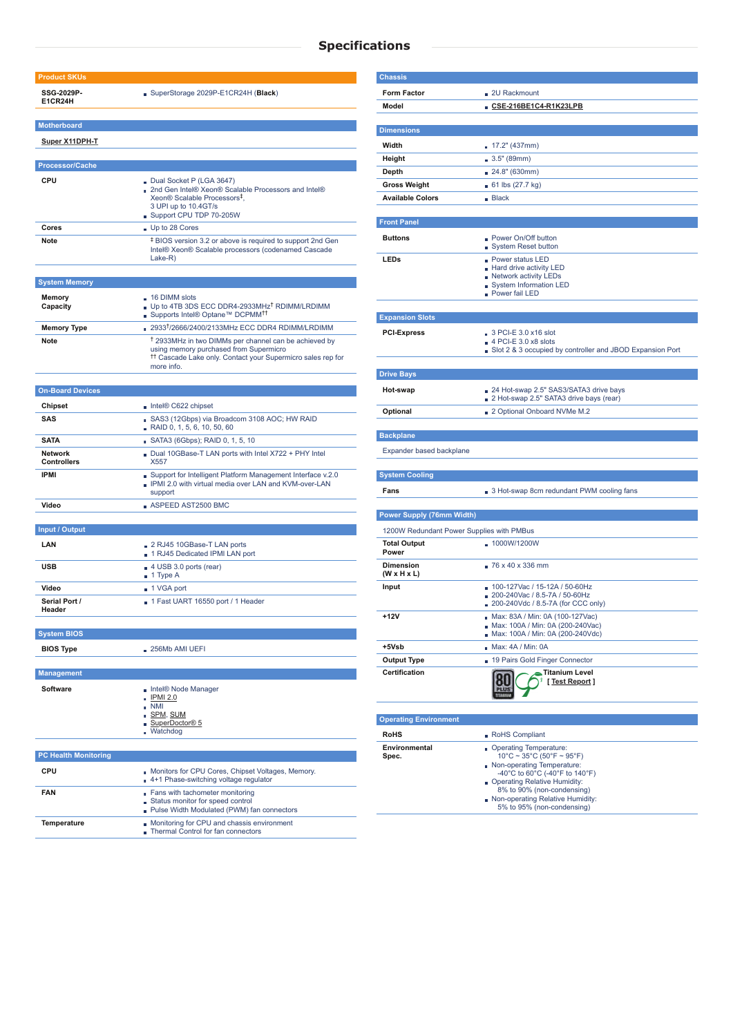# Specifications

| Product SKUs | |
|---|---|
| SSG-2029P-E1CR24H | SuperStorage 2029P-E1CR24H (**Black**) |

| Motherboard | |
|---|---|
| Super X11DPH-T | |

| Processor/Cache | |
|---|---|
| CPU | Dual Socket P (LGA 3647)<br>2nd Gen Intel® Xeon® Scalable Processors and Intel® Xeon® Scalable Processors‡,<br>3 UPI up to 10.4GT/s<br>Support CPU TDP 70-205W |
| Cores | Up to 28 Cores |
| Note | ‡ BIOS version 3.2 or above is required to support 2nd Gen Intel® Xeon® Scalable processors (codenamed Cascade Lake-R) |

| System Memory | |
|---|---|
| Memory Capacity | 16 DIMM slots<br>Up to 4TB 3DS ECC DDR4-2933MHz† RDIMM/LRDIMM<br>Supports Intel® Optane™ DCPMM†† |
| Memory Type | 2933†/2666/2400/2133MHz ECC DDR4 RDIMM/LRDIMM |
| Note | † 2933MHz in two DIMMs per channel can be achieved by using memory purchased from Supermicro<br>†† Cascade Lake only. Contact your Supermicro sales rep for more info. |

| On-Board Devices | |
|---|---|
| Chipset | Intel® C622 chipset |
| SAS | SAS3 (12Gbps) via Broadcom 3108 AOC; HW RAID<br>RAID 0, 1, 5, 6, 10, 50, 60 |
| SATA | SATA3 (6Gbps); RAID 0, 1, 5, 10 |
| Network Controllers | Dual 10GBase-T LAN ports with Intel X722 + PHY Intel X557 |
| IPMI | Support for Intelligent Platform Management Interface v.2.0<br>IPMI 2.0 with virtual media over LAN and KVM-over-LAN support |
| Video | ASPEED AST2500 BMC |

| Input / Output | |
|---|---|
| LAN | 2 RJ45 10GBase-T LAN ports<br>1 RJ45 Dedicated IPMI LAN port |
| USB | 4 USB 3.0 ports (rear)<br>1 Type A |
| Video | 1 VGA port |
| Serial Port / Header | 1 Fast UART 16550 port / 1 Header |

| System BIOS | |
|---|---|
| BIOS Type | 256Mb AMI UEFI |

| Management | |
|---|---|
| Software | Intel® Node Manager<br>IPMI 2.0<br>NMI<br>SPM, SUM<br>SuperDoctor® 5<br>Watchdog |

| PC Health Monitoring | |
|---|---|
| CPU | Monitors for CPU Cores, Chipset Voltages, Memory.<br>4+1 Phase-switching voltage regulator |
| FAN | Fans with tachometer monitoring<br>Status monitor for speed control<br>Pulse Width Modulated (PWM) fan connectors |
| Temperature | Monitoring for CPU and chassis environment<br>Thermal Control for fan connectors |

| Chassis | |
|---|---|
| Form Factor | 2U Rackmount |
| Model | CSE-216BE1C4-R1K23LPB |

| Dimensions | |
|---|---|
| Width | 17.2" (437mm) |
| Height | 3.5" (89mm) |
| Depth | 24.8" (630mm) |
| Gross Weight | 61 lbs (27.7 kg) |
| Available Colors | Black |

| Front Panel | |
|---|---|
| Buttons | Power On/Off button<br>System Reset button |
| LEDs | Power status LED<br>Hard drive activity LED<br>Network activity LEDs<br>System Information LED<br>Power fail LED |

| Expansion Slots | |
|---|---|
| PCI-Express | 3 PCI-E 3.0 x16 slot<br>4 PCI-E 3.0 x8 slots<br>Slot 2 & 3 occupied by controller and JBOD Expansion Port |

| Drive Bays | |
|---|---|
| Hot-swap | 24 Hot-swap 2.5" SAS3/SATA3 drive bays<br>2 Hot-swap 2.5" SATA3 drive bays (rear) |
| Optional | 2 Optional Onboard NVMe M.2 |

| Backplane | |
|---|---|
| Expander based backplane | |

| System Cooling | |
|---|---|
| Fans | 3 Hot-swap 8cm redundant PWM cooling fans |

| Power Supply (76mm Width) | |
|---|---|
| 1200W Redundant Power Supplies with PMBus | |
| Total Output Power | 1000W/1200W |
| Dimension (W x H x L) | 76 x 40 x 336 mm |
| Input | 100-127Vac / 15-12A / 50-60Hz<br>200-240Vac / 8.5-7A / 50-60Hz<br>200-240Vdc / 8.5-7A (for CCC only) |
| +12V | Max: 83A / Min: 0A (100-127Vac)<br>Max: 100A / Min: 0A (200-240Vac)<br>Max: 100A / Min: 0A (200-240Vdc) |
| +5Vsb | Max: 4A / Min: 0A |
| Output Type | 19 Pairs Gold Finger Connector |
| Certification | Titanium Level<br>[ Test Report ] |

| Operating Environment | |
|---|---|
| RoHS | RoHS Compliant |
| Environmental Spec. | Operating Temperature: 10°C ~ 35°C (50°F ~ 95°F)<br>Non-operating Temperature: -40°C to 60°C (-40°F to 140°F)<br>Operating Relative Humidity: 8% to 90% (non-condensing)<br>Non-operating Relative Humidity: 5% to 95% (non-condensing) |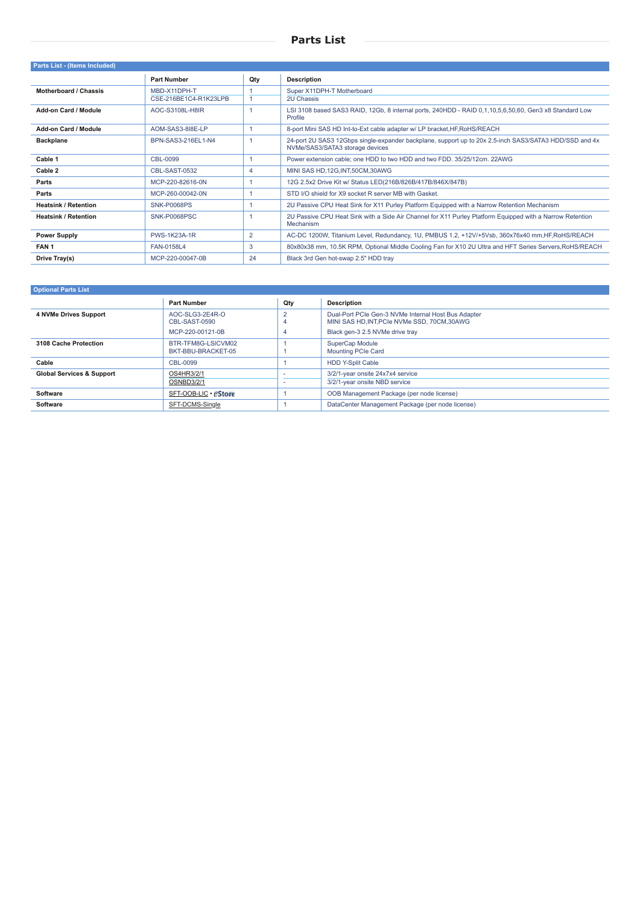# Parts List

**Parts List - (Items Included)**

| | Part Number | Qty | Description |
|---|---|---|---|
| **Motherboard / Chassis** | MBD-X11DPH-T<br>CSE-216BE1C4-R1K23LPB | 1<br>1 | Super X11DPH-T Motherboard<br>2U Chassis |
| **Add-on Card / Module** | AOC-S3108L-H8IR | 1 | LSI 3108 based SAS3 RAID, 12Gb, 8 internal ports, 240HDD - RAID 0,1,10,5,6,50,60, Gen3 x8 Standard Low Profile |
| **Add-on Card / Module** | AOM-SAS3-8I8E-LP | 1 | 8-port Mini SAS HD Int-to-Ext cable adapter w/ LP bracket,HF,RoHS/REACH |
| **Backplane** | BPN-SAS3-216EL1-N4 | 1 | 24-port 2U SAS3 12Gbps single-expander backplane, support up to 20x 2.5-inch SAS3/SATA3 HDD/SSD and 4x NVMe/SAS3/SATA3 storage devices |
| **Cable 1** | CBL-0099 | 1 | Power extension cable; one HDD to two HDD and two FDD. 35/25/12cm. 22AWG |
| **Cable 2** | CBL-SAST-0532 | 4 | MINI SAS HD,12G,INT,50CM,30AWG |
| **Parts** | MCP-220-82616-0N | 1 | 12G 2.5x2 Drive Kit w/ Status LED(216B/826B/417B/846X/847B) |
| **Parts** | MCP-260-00042-0N | 1 | STD I/O shield for X9 socket R server MB with Gasket. |
| **Heatsink / Retention** | SNK-P0068PS | 1 | 2U Passive CPU Heat Sink for X11 Purley Platform Equipped with a Narrow Retention Mechanism |
| **Heatsink / Retention** | SNK-P0068PSC | 1 | 2U Passive CPU Heat Sink with a Side Air Channel for X11 Purley Platform Equipped with a Narrow Retention Mechanism |
| **Power Supply** | PWS-1K23A-1R | 2 | AC-DC 1200W, Titanium Level, Redundancy, 1U, PMBUS 1.2, +12V/+5Vsb, 360x76x40 mm,HF,RoHS/REACH |
| **FAN 1** | FAN-0158L4 | 3 | 80x80x38 mm, 10.5K RPM, Optional Middle Cooling Fan for X10 2U Ultra and HFT Series Servers,RoHS/REACH |
| **Drive Tray(s)** | MCP-220-00047-0B | 24 | Black 3rd Gen hot-swap 2.5" HDD tray |

**Optional Parts List**

| | Part Number | Qty | Description |
|---|---|---|---|
| **4 NVMe Drives Support** | AOC-SLG3-2E4R-O<br>CBL-SAST-0590<br>MCP-220-00121-0B | 2<br>4<br>4 | Dual-Port PCIe Gen-3 NVMe Internal Host Bus Adapter<br>MINI SAS HD,INT,PCIe NVMe SSD, 70CM,30AWG<br>Black gen-3 2.5 NVMe drive tray |
| **3108 Cache Protection** | BTR-TFM8G-LSICVM02<br>BKT-BBU-BRACKET-05 | 1<br>1 | SuperCap Module<br>Mounting PCIe Card |
| **Cable** | CBL-0099 | 1 | HDD Y-Split Cable |
| **Global Services & Support** | OS4HR3/2/1<br>OSNBD3/2/1 | -<br>- | 3/2/1-year onsite 24x7x4 service<br>3/2/1-year onsite NBD service |
| **Software** | SFT-OOB-LIC • eStore | 1 | OOB Management Package (per node license) |
| **Software** | SFT-DCMS-Single | 1 | DataCenter Management Package (per node license) |